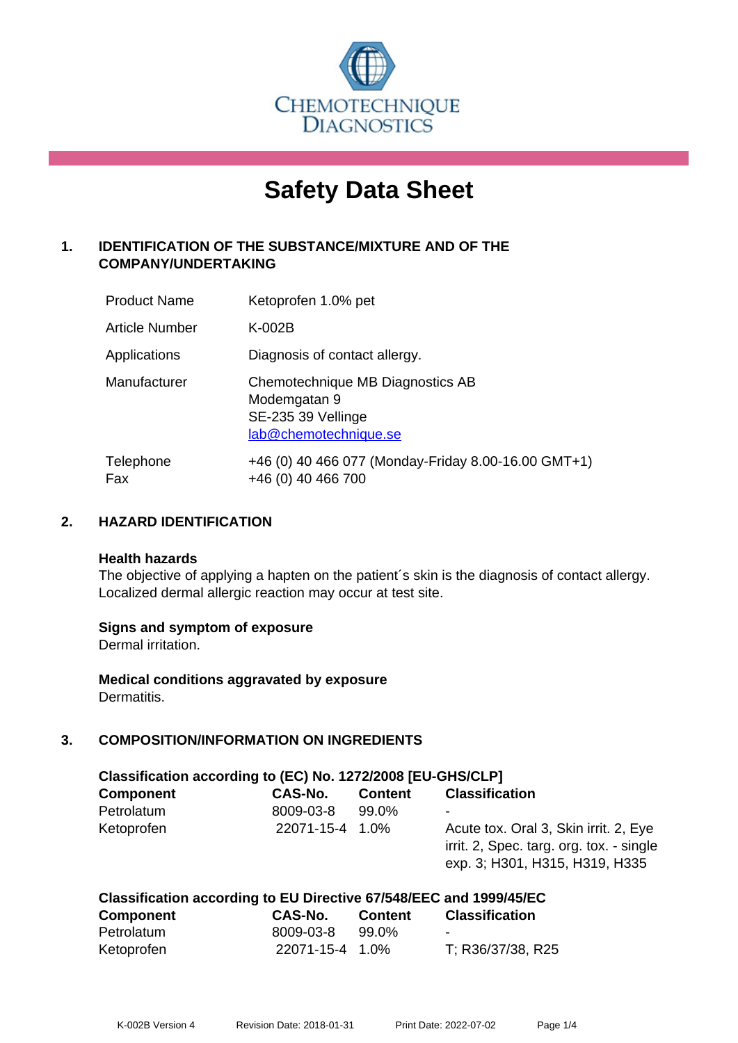CHEMOTECHNIQUE DIAGNOSTICS

# Safety Data Sheet

## 1. IDENTIFICATION OF THE SUBSTANCE/MIXTURE AND OF THE COMPANY/UNDERTAKING

| | |
|---|---|
| Product Name | Ketoprofen 1.0% pet |
| Article Number | K-002B |
| Applications | Diagnosis of contact allergy. |
| Manufacturer | Chemotechnique MB Diagnostics AB<br>Modemgatan 9<br>SE-235 39 Vellinge<br>lab@chemotechnique.se |
| Telephone<br>Fax | +46 (0) 40 466 077 (Monday-Friday 8.00-16.00 GMT+1)<br>+46 (0) 40 466 700 |

## 2. HAZARD IDENTIFICATION

**Health hazards**
The objective of applying a hapten on the patient´s skin is the diagnosis of contact allergy. Localized dermal allergic reaction may occur at test site.

**Signs and symptom of exposure**
Dermal irritation.

**Medical conditions aggravated by exposure**
Dermatitis.

## 3. COMPOSITION/INFORMATION ON INGREDIENTS

**Classification according to (EC) No. 1272/2008 [EU-GHS/CLP]**

| Component | CAS-No. | Content | Classification |
|---|---|---|---|
| Petrolatum | 8009-03-8 | 99.0% | - |
| Ketoprofen | 22071-15-4 | 1.0% | Acute tox. Oral 3, Skin irrit. 2, Eye irrit. 2, Spec. targ. org. tox. - single exp. 3; H301, H315, H319, H335 |

**Classification according to EU Directive 67/548/EEC and 1999/45/EC**

| Component | CAS-No. | Content | Classification |
|---|---|---|---|
| Petrolatum | 8009-03-8 | 99.0% | - |
| Ketoprofen | 22071-15-4 | 1.0% | T; R36/37/38, R25 |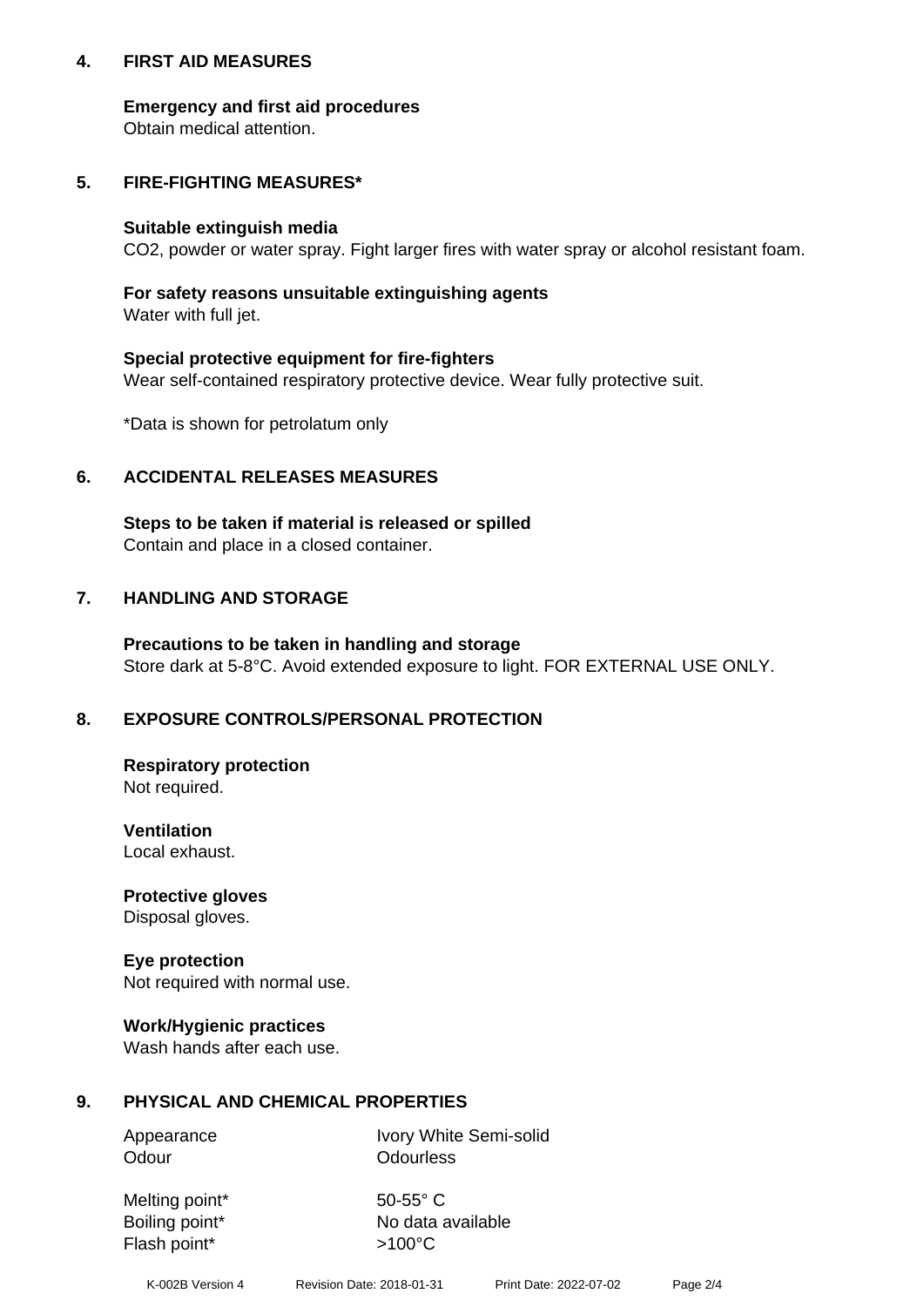## 4. FIRST AID MEASURES

**Emergency and first aid procedures**
Obtain medical attention.

## 5. FIRE-FIGHTING MEASURES*

**Suitable extinguish media**
$CO_2$, powder or water spray. Fight larger fires with water spray or alcohol resistant foam.

**For safety reasons unsuitable extinguishing agents**
Water with full jet.

**Special protective equipment for fire-fighters**
Wear self-contained respiratory protective device. Wear fully protective suit.

*Data is shown for petrolatum only

## 6. ACCIDENTAL RELEASES MEASURES

**Steps to be taken if material is released or spilled**
Contain and place in a closed container.

## 7. HANDLING AND STORAGE

**Precautions to be taken in handling and storage**
Store dark at 5-8°C. Avoid extended exposure to light. FOR EXTERNAL USE ONLY.

## 8. EXPOSURE CONTROLS/PERSONAL PROTECTION

**Respiratory protection**
Not required.

**Ventilation**
Local exhaust.

**Protective gloves**
Disposal gloves.

**Eye protection**
Not required with normal use.

**Work/Hygienic practices**
Wash hands after each use.

## 9. PHYSICAL AND CHEMICAL PROPERTIES

| | |
|---|---|
| Appearance | Ivory White Semi-solid |
| Odour | Odourless |
| Melting point* | 50-55° C |
| Boiling point* | No data available |
| Flash point* | >100°C |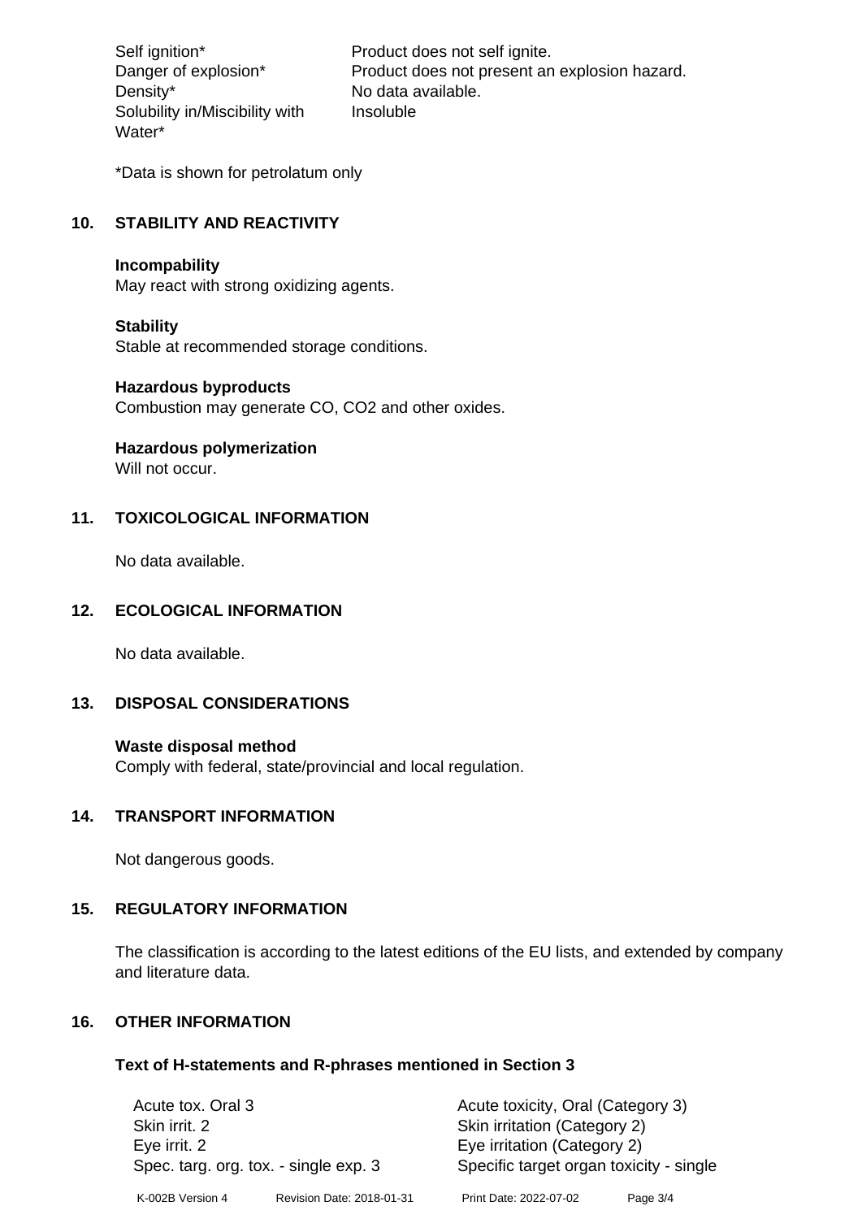| | |
|---|---|
| Self ignition* | Product does not self ignite. |
| Danger of explosion* | Product does not present an explosion hazard. |
| Density* | No data available. |
| Solubility in/Miscibility with Water* | Insoluble |

*Data is shown for petrolatum only

## 10. STABILITY AND REACTIVITY

**Incompability**
May react with strong oxidizing agents.

**Stability**
Stable at recommended storage conditions.

**Hazardous byproducts**
Combustion may generate CO, $CO_2$ and other oxides.

**Hazardous polymerization**
Will not occur.

## 11. TOXICOLOGICAL INFORMATION

No data available.

## 12. ECOLOGICAL INFORMATION

No data available.

## 13. DISPOSAL CONSIDERATIONS

**Waste disposal method**
Comply with federal, state/provincial and local regulation.

## 14. TRANSPORT INFORMATION

Not dangerous goods.

## 15. REGULATORY INFORMATION

The classification is according to the latest editions of the EU lists, and extended by company and literature data.

## 16. OTHER INFORMATION

### Text of H-statements and R-phrases mentioned in Section 3

| | |
|---|---|
| Acute tox. Oral 3 | Acute toxicity, Oral (Category 3) |
| Skin irrit. 2 | Skin irritation (Category 2) |
| Eye irrit. 2 | Eye irritation (Category 2) |
| Spec. targ. org. tox. - single exp. 3 | Specific target organ toxicity - single |

K-002B Version 4 Revision Date: 2018-01-31 Print Date: 2022-07-02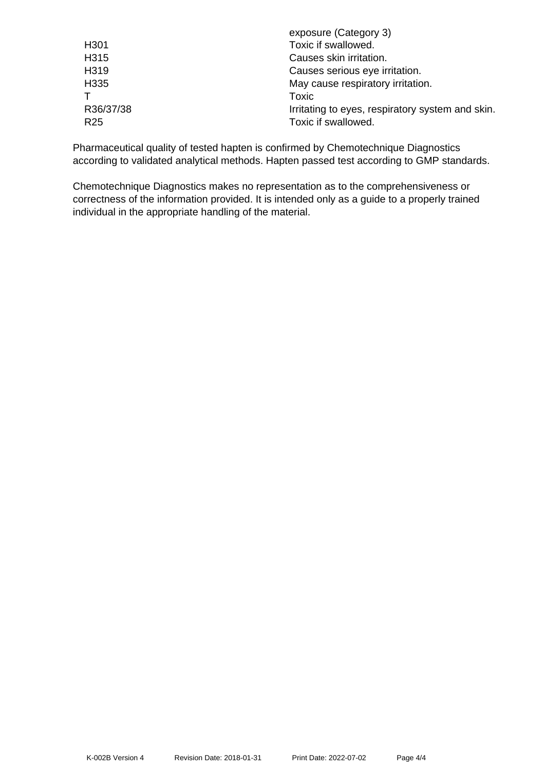| | |
|---|---|
| | exposure (Category 3) |
| H301 | Toxic if swallowed. |
| H315 | Causes skin irritation. |
| H319 | Causes serious eye irritation. |
| H335 | May cause respiratory irritation. |
| T | Toxic |
| R36/37/38 | Irritating to eyes, respiratory system and skin. |
| R25 | Toxic if swallowed. |

Pharmaceutical quality of tested hapten is confirmed by Chemotechnique Diagnostics according to validated analytical methods. Hapten passed test according to GMP standards.

Chemotechnique Diagnostics makes no representation as to the comprehensiveness or correctness of the information provided. It is intended only as a guide to a properly trained individual in the appropriate handling of the material.